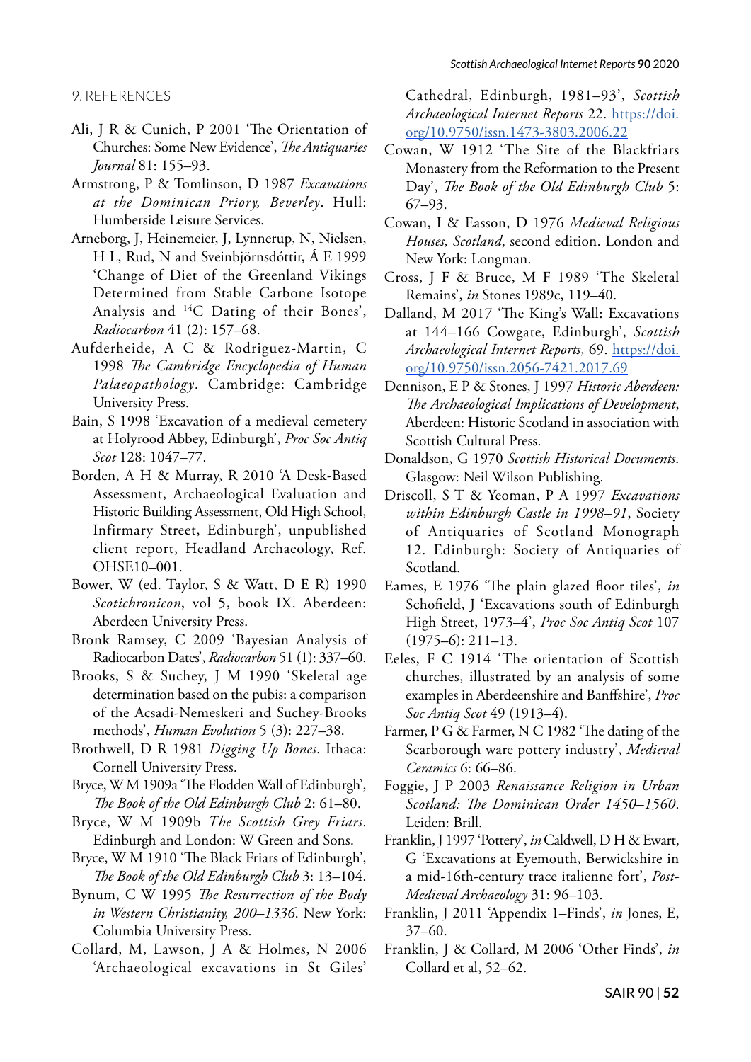## 9. REFERENCES

Ali, J R & Cunich, P 2001 'The Orientation of Churches: Some New Evidence', *The Antiquaries Journal* 81: 155–93.

Armstrong, P & Tomlinson, D 1987 *Excavations at the Dominican Priory, Beverley*. Hull: Humberside Leisure Services.

Arneborg, J, Heinemeier, J, Lynnerup, N, Nielsen, H L, Rud, N and Sveinbjörnsdóttir, Á E 1999 'Change of Diet of the Greenland Vikings Determined from Stable Carbone Isotope Analysis and $^{14}C$ Dating of their Bones', *Radiocarbon* 41 (2): 157–68.

Aufderheide, A C & Rodriguez-Martin, C 1998 *The Cambridge Encyclopedia of Human Palaeopathology*. Cambridge: Cambridge University Press.

Bain, S 1998 'Excavation of a medieval cemetery at Holyrood Abbey, Edinburgh', *Proc Soc Antiq Scot* 128: 1047–77.

Borden, A H & Murray, R 2010 'A Desk-Based Assessment, Archaeological Evaluation and Historic Building Assessment, Old High School, Infirmary Street, Edinburgh', unpublished client report, Headland Archaeology, Ref. OHSE10–001.

Bower, W (ed. Taylor, S & Watt, D E R) 1990 *Scotichronicon*, vol 5, book IX. Aberdeen: Aberdeen University Press.

Bronk Ramsey, C 2009 'Bayesian Analysis of Radiocarbon Dates', *Radiocarbon* 51 (1): 337–60.

Brooks, S & Suchey, J M 1990 'Skeletal age determination based on the pubis: a comparison of the Acsadi-Nemeskeri and Suchey-Brooks methods', *Human Evolution* 5 (3): 227–38.

Brothwell, D R 1981 *Digging Up Bones*. Ithaca: Cornell University Press.

Bryce, W M 1909a 'The Flodden Wall of Edinburgh', *The Book of the Old Edinburgh Club* 2: 61–80.

Bryce, W M 1909b *The Scottish Grey Friars*. Edinburgh and London: W Green and Sons.

Bryce, W M 1910 'The Black Friars of Edinburgh', *The Book of the Old Edinburgh Club* 3: 13–104.

Bynum, C W 1995 *The Resurrection of the Body in Western Christianity, 200–1336*. New York: Columbia University Press.

Collard, M, Lawson, J A & Holmes, N 2006 'Archaeological excavations in St Giles' Cathedral, Edinburgh, 1981–93', *Scottish Archaeological Internet Reports* 22. https://doi.org/10.9750/issn.1473-3803.2006.22

Cowan, W 1912 'The Site of the Blackfriars Monastery from the Reformation to the Present Day', *The Book of the Old Edinburgh Club* 5: 67–93.

Cowan, I & Easson, D 1976 *Medieval Religious Houses, Scotland*, second edition. London and New York: Longman.

Cross, J F & Bruce, M F 1989 'The Skeletal Remains', *in* Stones 1989c, 119–40.

Dalland, M 2017 'The King's Wall: Excavations at 144–166 Cowgate, Edinburgh', *Scottish Archaeological Internet Reports*, 69. https://doi.org/10.9750/issn.2056-7421.2017.69

Dennison, E P & Stones, J 1997 *Historic Aberdeen: The Archaeological Implications of Development*, Aberdeen: Historic Scotland in association with Scottish Cultural Press.

Donaldson, G 1970 *Scottish Historical Documents*. Glasgow: Neil Wilson Publishing.

Driscoll, S T & Yeoman, P A 1997 *Excavations within Edinburgh Castle in 1998–91*, Society of Antiquaries of Scotland Monograph 12. Edinburgh: Society of Antiquaries of Scotland.

Eames, E 1976 'The plain glazed floor tiles', *in* Schofield, J 'Excavations south of Edinburgh High Street, 1973–4', *Proc Soc Antiq Scot* 107 (1975–6): 211–13.

Eeles, F C 1914 'The orientation of Scottish churches, illustrated by an analysis of some examples in Aberdeenshire and Banffshire', *Proc Soc Antiq Scot* 49 (1913–4).

Farmer, P G & Farmer, N C 1982 'The dating of the Scarborough ware pottery industry', *Medieval Ceramics* 6: 66–86.

Foggie, J P 2003 *Renaissance Religion in Urban Scotland: The Dominican Order 1450–1560*. Leiden: Brill.

Franklin, J 1997 'Pottery', *in* Caldwell, D H & Ewart, G 'Excavations at Eyemouth, Berwickshire in a mid-16th-century trace italienne fort', *Post-Medieval Archaeology* 31: 96–103.

Franklin, J 2011 'Appendix 1–Finds', *in* Jones, E, 37–60.

Franklin, J & Collard, M 2006 'Other Finds', *in* Collard et al, 52–62.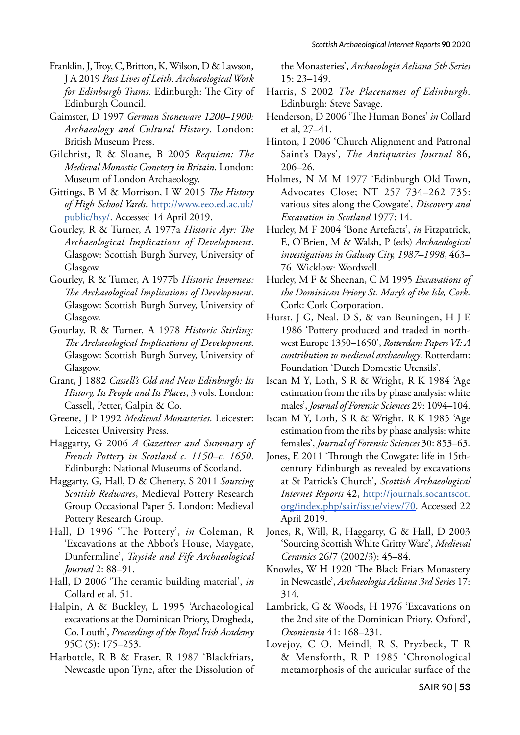Franklin, J, Troy, C, Britton, K, Wilson, D & Lawson, J A 2019 *Past Lives of Leith: Archaeological Work for Edinburgh Trams*. Edinburgh: The City of Edinburgh Council.

Gaimster, D 1997 *German Stoneware 1200–1900: Archaeology and Cultural History*. London: British Museum Press.

Gilchrist, R & Sloane, B 2005 *Requiem: The Medieval Monastic Cemetery in Britain*. London: Museum of London Archaeology.

Gittings, B M & Morrison, I W 2015 *The History of High School Yards*. http://www.eeo.ed.ac.uk/public/hsy/. Accessed 14 April 2019.

Gourley, R & Turner, A 1977a *Historic Ayr: The Archaeological Implications of Development*. Glasgow: Scottish Burgh Survey, University of Glasgow.

Gourley, R & Turner, A 1977b *Historic Inverness: The Archaeological Implications of Development*. Glasgow: Scottish Burgh Survey, University of Glasgow.

Gourlay, R & Turner, A 1978 *Historic Stirling: The Archaeological Implications of Development*. Glasgow: Scottish Burgh Survey, University of Glasgow.

Grant, J 1882 *Cassell's Old and New Edinburgh: Its History, Its People and Its Places*, 3 vols. London: Cassell, Petter, Galpin & Co.

Greene, J P 1992 *Medieval Monasteries*. Leicester: Leicester University Press.

Haggarty, G 2006 *A Gazetteer and Summary of French Pottery in Scotland c. 1150–c. 1650*. Edinburgh: National Museums of Scotland.

Haggarty, G, Hall, D & Chenery, S 2011 *Sourcing Scottish Redwares*, Medieval Pottery Research Group Occasional Paper 5. London: Medieval Pottery Research Group.

Hall, D 1996 'The Pottery', *in* Coleman, R 'Excavations at the Abbot's House, Maygate, Dunfermline', *Tayside and Fife Archaeological Journal* 2: 88–91.

Hall, D 2006 'The ceramic building material', *in* Collard et al, 51.

Halpin, A & Buckley, L 1995 'Archaeological excavations at the Dominican Priory, Drogheda, Co. Louth', *Proceedings of the Royal Irish Academy* 95C (5): 175–253.

Harbottle, R B & Fraser, R 1987 'Blackfriars, Newcastle upon Tyne, after the Dissolution of the Monasteries', *Archaeologia Aeliana 5th Series* 15: 23–149.

Harris, S 2002 *The Placenames of Edinburgh*. Edinburgh: Steve Savage.

Henderson, D 2006 'The Human Bones' *in* Collard et al, 27–41.

Hinton, I 2006 'Church Alignment and Patronal Saint's Days', *The Antiquaries Journal* 86, 206–26.

Holmes, N M M 1977 'Edinburgh Old Town, Advocates Close; NT 257 734–262 735: various sites along the Cowgate', *Discovery and Excavation in Scotland* 1977: 14.

Hurley, M F 2004 'Bone Artefacts', *in* Fitzpatrick, E, O'Brien, M & Walsh, P (eds) *Archaeological investigations in Galway City, 1987–1998*, 463–76. Wicklow: Wordwell.

Hurley, M F & Sheenan, C M 1995 *Excavations of the Dominican Priory St. Mary's of the Isle, Cork*. Cork: Cork Corporation.

Hurst, J G, Neal, D S, & van Beuningen, H J E 1986 'Pottery produced and traded in north-west Europe 1350–1650', *Rotterdam Papers VI: A contribution to medieval archaeology*. Rotterdam: Foundation 'Dutch Domestic Utensils'.

Iscan M Y, Loth, S R & Wright, R K 1984 'Age estimation from the ribs by phase analysis: white males', *Journal of Forensic Sciences* 29: 1094–104.

Iscan M Y, Loth, S R & Wright, R K 1985 'Age estimation from the ribs by phase analysis: white females', *Journal of Forensic Sciences* 30: 853–63.

Jones, E 2011 'Through the Cowgate: life in 15th-century Edinburgh as revealed by excavations at St Patrick's Church', *Scottish Archaeological Internet Reports* 42, http://journals.socantscot.org/index.php/sair/issue/view/70. Accessed 22 April 2019.

Jones, R, Will, R, Haggarty, G & Hall, D 2003 'Sourcing Scottish White Gritty Ware', *Medieval Ceramics* 26/7 (2002/3): 45–84.

Knowles, W H 1920 'The Black Friars Monastery in Newcastle', *Archaeologia Aeliana 3rd Series* 17: 314.

Lambrick, G & Woods, H 1976 'Excavations on the 2nd site of the Dominican Priory, Oxford', *Oxoniensia* 41: 168–231.

Lovejoy, C O, Meindl, R S, Pryzbeck, T R & Mensforth, R P 1985 'Chronological metamorphosis of the auricular surface of the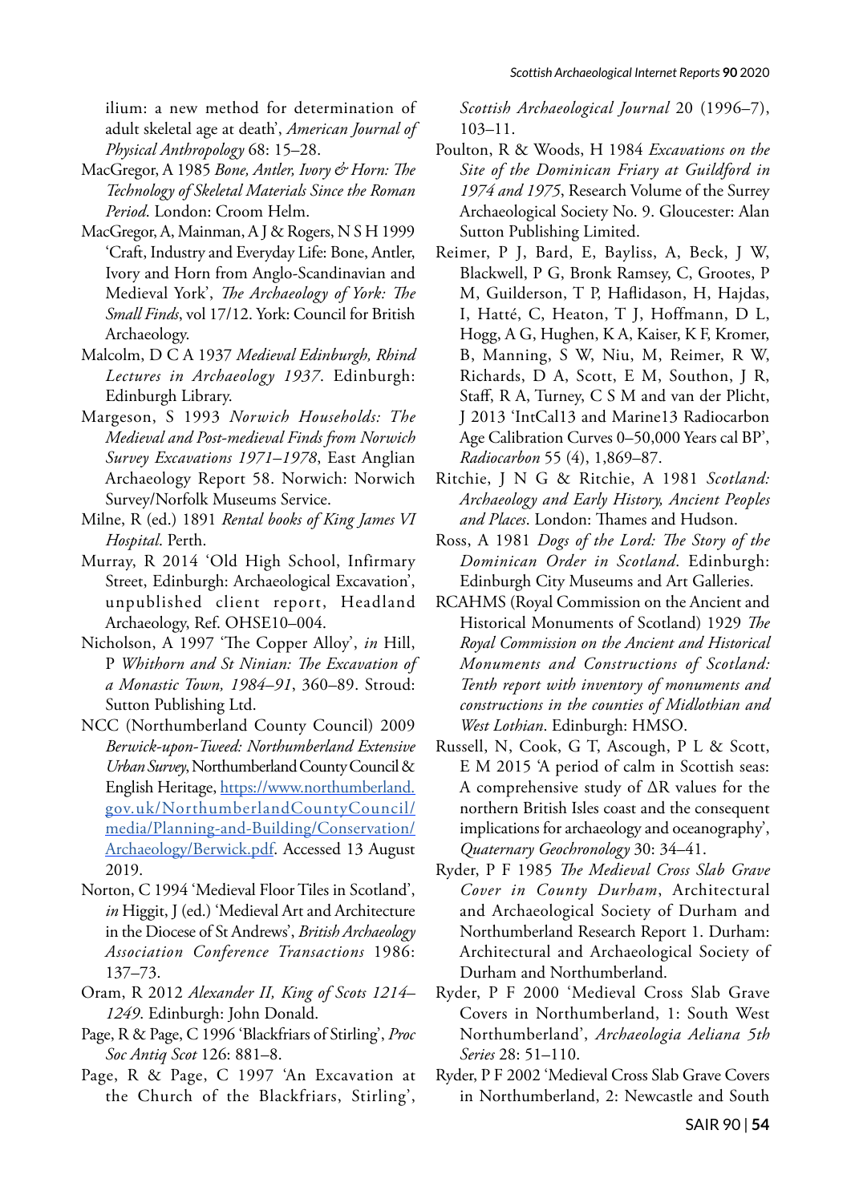ilium: a new method for determination of adult skeletal age at death', *American Journal of Physical Anthropology* 68: 15–28.

MacGregor, A 1985 *Bone, Antler, Ivory & Horn: The Technology of Skeletal Materials Since the Roman Period*. London: Croom Helm.

MacGregor, A, Mainman, A J & Rogers, N S H 1999 'Craft, Industry and Everyday Life: Bone, Antler, Ivory and Horn from Anglo-Scandinavian and Medieval York', *The Archaeology of York: The Small Finds*, vol 17/12. York: Council for British Archaeology.

Malcolm, D C A 1937 *Medieval Edinburgh, Rhind Lectures in Archaeology 1937*. Edinburgh: Edinburgh Library.

Margeson, S 1993 *Norwich Households: The Medieval and Post-medieval Finds from Norwich Survey Excavations 1971–1978*, East Anglian Archaeology Report 58. Norwich: Norwich Survey/Norfolk Museums Service.

Milne, R (ed.) 1891 *Rental books of King James VI Hospital*. Perth.

Murray, R 2014 'Old High School, Infirmary Street, Edinburgh: Archaeological Excavation', unpublished client report, Headland Archaeology, Ref. OHSE10–004.

Nicholson, A 1997 'The Copper Alloy', *in* Hill, P *Whithorn and St Ninian: The Excavation of a Monastic Town, 1984–91*, 360–89. Stroud: Sutton Publishing Ltd.

NCC (Northumberland County Council) 2009 *Berwick-upon-Tweed: Northumberland Extensive Urban Survey*, Northumberland County Council & English Heritage, https://www.northumberland.gov.uk/NorthumberlandCountyCouncil/media/Planning-and-Building/Conservation/Archaeology/Berwick.pdf. Accessed 13 August 2019.

Norton, C 1994 'Medieval Floor Tiles in Scotland', *in* Higgit, J (ed.) 'Medieval Art and Architecture in the Diocese of St Andrews', *British Archaeology Association Conference Transactions* 1986: 137–73.

Oram, R 2012 *Alexander II, King of Scots 1214–1249*. Edinburgh: John Donald.

Page, R & Page, C 1996 'Blackfriars of Stirling', *Proc Soc Antiq Scot* 126: 881–8.

Page, R & Page, C 1997 'An Excavation at the Church of the Blackfriars, Stirling', *Scottish Archaeological Journal* 20 (1996–7), 103–11.

Poulton, R & Woods, H 1984 *Excavations on the Site of the Dominican Friary at Guildford in 1974 and 1975*, Research Volume of the Surrey Archaeological Society No. 9. Gloucester: Alan Sutton Publishing Limited.

Reimer, P J, Bard, E, Bayliss, A, Beck, J W, Blackwell, P G, Bronk Ramsey, C, Grootes, P M, Guilderson, T P, Haflidason, H, Hajdas, I, Hatté, C, Heaton, T J, Hoffmann, D L, Hogg, A G, Hughen, K A, Kaiser, K F, Kromer, B, Manning, S W, Niu, M, Reimer, R W, Richards, D A, Scott, E M, Southon, J R, Staff, R A, Turney, C S M and van der Plicht, J 2013 'IntCal13 and Marine13 Radiocarbon Age Calibration Curves 0–50,000 Years cal BP', *Radiocarbon* 55 (4), 1,869–87.

Ritchie, J N G & Ritchie, A 1981 *Scotland: Archaeology and Early History, Ancient Peoples and Places*. London: Thames and Hudson.

Ross, A 1981 *Dogs of the Lord: The Story of the Dominican Order in Scotland*. Edinburgh: Edinburgh City Museums and Art Galleries.

RCAHMS (Royal Commission on the Ancient and Historical Monuments of Scotland) 1929 *The Royal Commission on the Ancient and Historical Monuments and Constructions of Scotland: Tenth report with inventory of monuments and constructions in the counties of Midlothian and West Lothian*. Edinburgh: HMSO.

Russell, N, Cook, G T, Ascough, P L & Scott, E M 2015 'A period of calm in Scottish seas: A comprehensive study of ΔR values for the northern British Isles coast and the consequent implications for archaeology and oceanography', *Quaternary Geochronology* 30: 34–41.

Ryder, P F 1985 *The Medieval Cross Slab Grave Cover in County Durham*, Architectural and Archaeological Society of Durham and Northumberland Research Report 1. Durham: Architectural and Archaeological Society of Durham and Northumberland.

Ryder, P F 2000 'Medieval Cross Slab Grave Covers in Northumberland, 1: South West Northumberland', *Archaeologia Aeliana 5th Series* 28: 51–110.

Ryder, P F 2002 'Medieval Cross Slab Grave Covers in Northumberland, 2: Newcastle and South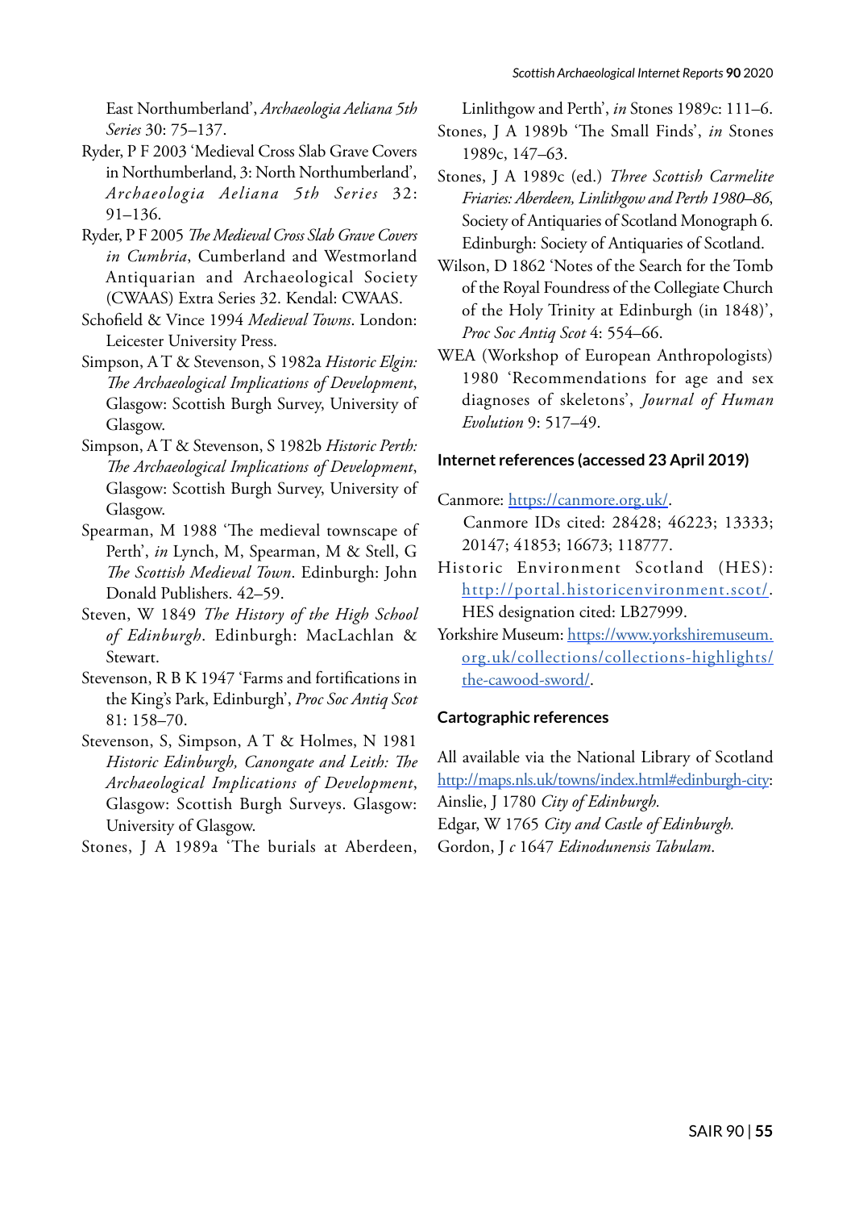East Northumberland', *Archaeologia Aeliana 5th Series* 30: 75–137.

Ryder, P F 2003 'Medieval Cross Slab Grave Covers in Northumberland, 3: North Northumberland', *Archaeologia Aeliana 5th Series* 32: 91–136.

Ryder, P F 2005 *The Medieval Cross Slab Grave Covers in Cumbria*, Cumberland and Westmorland Antiquarian and Archaeological Society (CWAAS) Extra Series 32. Kendal: CWAAS.

Schofield & Vince 1994 *Medieval Towns*. London: Leicester University Press.

Simpson, A T & Stevenson, S 1982a *Historic Elgin: The Archaeological Implications of Development*, Glasgow: Scottish Burgh Survey, University of Glasgow.

Simpson, A T & Stevenson, S 1982b *Historic Perth: The Archaeological Implications of Development*, Glasgow: Scottish Burgh Survey, University of Glasgow.

Spearman, M 1988 'The medieval townscape of Perth', *in* Lynch, M, Spearman, M & Stell, G *The Scottish Medieval Town*. Edinburgh: John Donald Publishers. 42–59.

Steven, W 1849 *The History of the High School of Edinburgh*. Edinburgh: MacLachlan & Stewart.

Stevenson, R B K 1947 'Farms and fortifications in the King's Park, Edinburgh', *Proc Soc Antiq Scot* 81: 158–70.

Stevenson, S, Simpson, A T & Holmes, N 1981 *Historic Edinburgh, Canongate and Leith: The Archaeological Implications of Development*, Glasgow: Scottish Burgh Surveys. Glasgow: University of Glasgow.

Stones, J A 1989a 'The burials at Aberdeen, Linlithgow and Perth', *in* Stones 1989c: 111–6.

Stones, J A 1989b 'The Small Finds', *in* Stones 1989c, 147–63.

Stones, J A 1989c (ed.) *Three Scottish Carmelite Friaries: Aberdeen, Linlithgow and Perth 1980–86*, Society of Antiquaries of Scotland Monograph 6. Edinburgh: Society of Antiquaries of Scotland.

Wilson, D 1862 'Notes of the Search for the Tomb of the Royal Foundress of the Collegiate Church of the Holy Trinity at Edinburgh (in 1848)', *Proc Soc Antiq Scot* 4: 554–66.

WEA (Workshop of European Anthropologists) 1980 'Recommendations for age and sex diagnoses of skeletons', *Journal of Human Evolution* 9: 517–49.

### Internet references (accessed 23 April 2019)

Canmore: https://canmore.org.uk/.
Canmore IDs cited: 28428; 46223; 13333; 20147; 41853; 16673; 118777.

Historic Environment Scotland (HES): http://portal.historicenvironment.scot/.
HES designation cited: LB27999.

Yorkshire Museum: https://www.yorkshiremuseum.org.uk/collections/collections-highlights/the-cawood-sword/.

### Cartographic references

All available via the National Library of Scotland http://maps.nls.uk/towns/index.html#edinburgh-city:

Ainslie, J 1780 *City of Edinburgh.*

Edgar, W 1765 *City and Castle of Edinburgh.*

Gordon, J *c* 1647 *Edinodunensis Tabulam*.